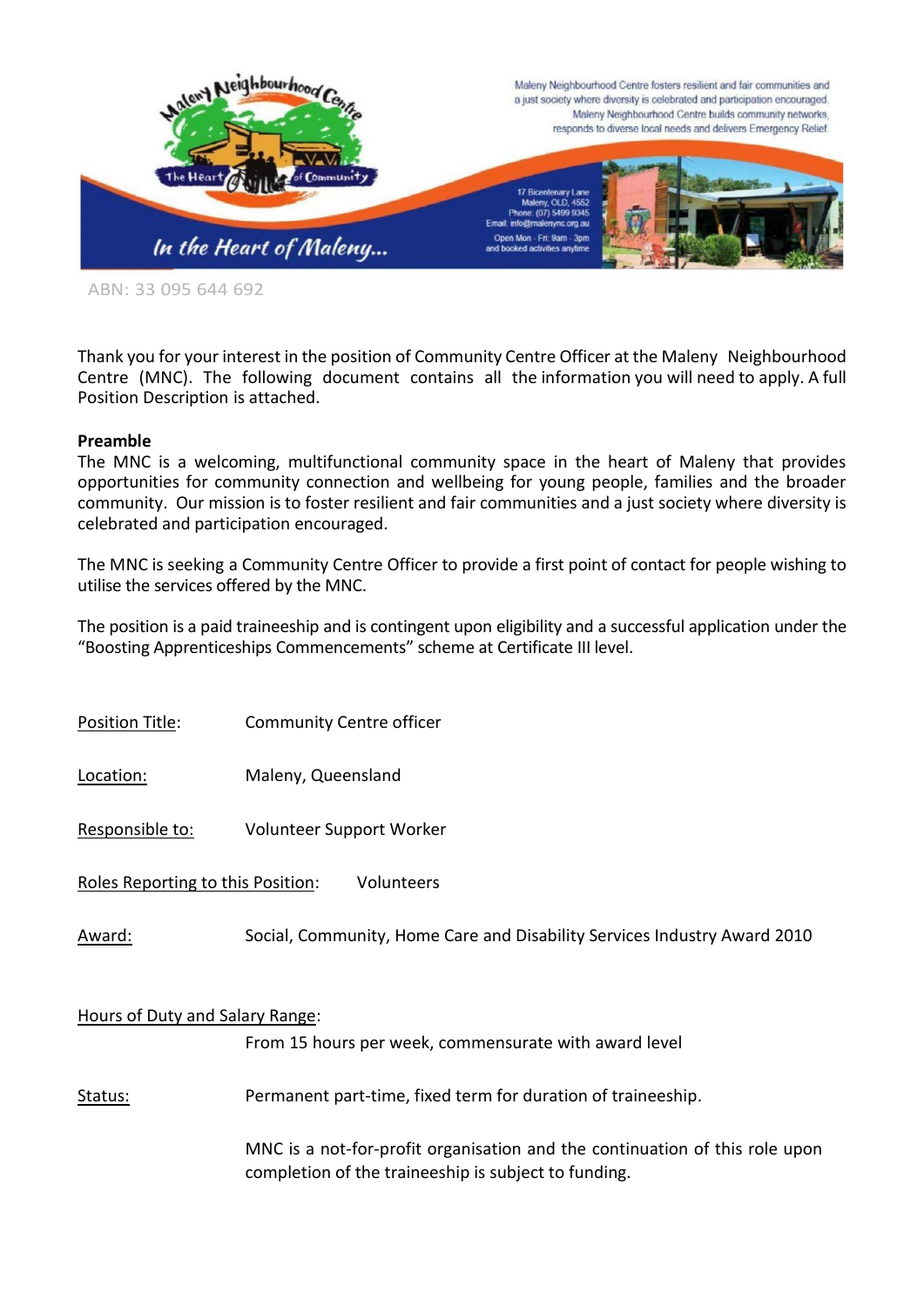Maleny Neighbourhood Centre fosters resilient and fair communities and a just society where diversity is celebrated and participation encouraged. Maleny Neighbourhood Centre builds community networks, responds to diverse local needs and delivers Emergency Relief

17 Bicentenary Lane
Maleny, QLD, 4552
Phone: (07) 5499 9345
Email: info@malenync.org.au
Open Mon - Fri: 9am - 3pm
and booked activities anytime

*In the Heart of Maleny...*

ABN: 33 095 644 692

Thank you for your interest in the position of Community Centre Officer at the Maleny Neighbourhood Centre (MNC). The following document contains all the information you will need to apply. A full Position Description is attached.

**Preamble**

The MNC is a welcoming, multifunctional community space in the heart of Maleny that provides opportunities for community connection and wellbeing for young people, families and the broader community. Our mission is to foster resilient and fair communities and a just society where diversity is celebrated and participation encouraged.

The MNC is seeking a Community Centre Officer to provide a first point of contact for people wishing to utilise the services offered by the MNC.

The position is a paid traineeship and is contingent upon eligibility and a successful application under the "Boosting Apprenticeships Commencements" scheme at Certificate III level.

Position Title: Community Centre officer

Location: Maleny, Queensland

Responsible to: Volunteer Support Worker

Roles Reporting to this Position: Volunteers

Award: Social, Community, Home Care and Disability Services Industry Award 2010

Hours of Duty and Salary Range:
From 15 hours per week, commensurate with award level

Status: Permanent part-time, fixed term for duration of traineeship.

MNC is a not-for-profit organisation and the continuation of this role upon completion of the traineeship is subject to funding.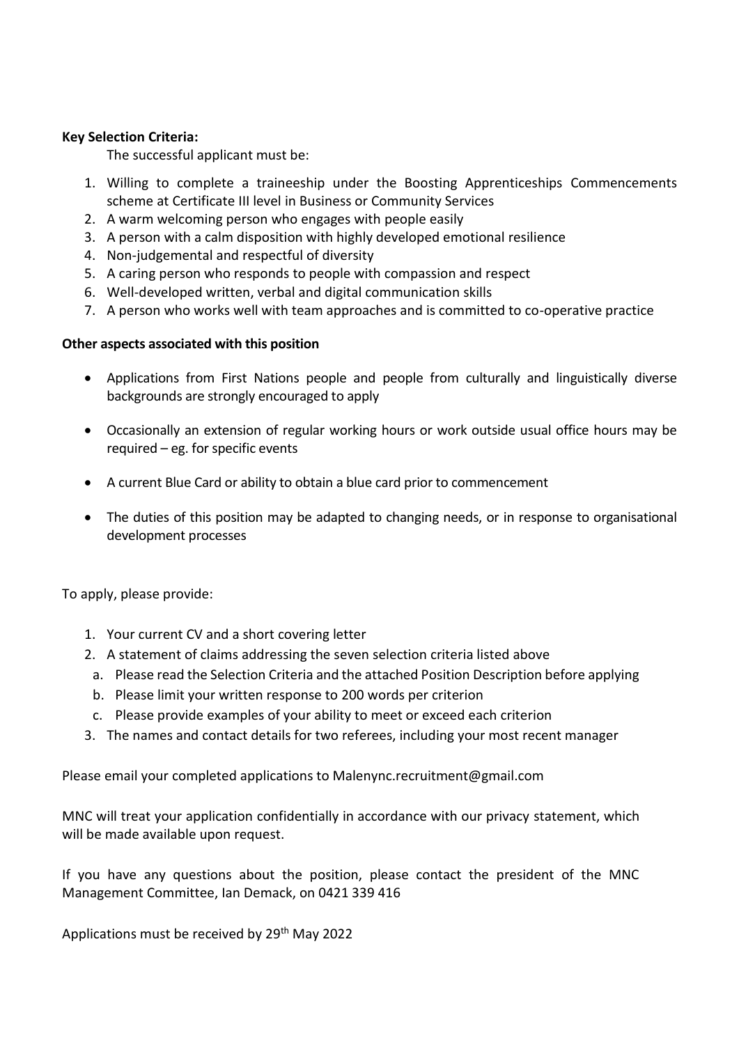**Key Selection Criteria:**

The successful applicant must be:

1. Willing to complete a traineeship under the Boosting Apprenticeships Commencements scheme at Certificate III level in Business or Community Services
2. A warm welcoming person who engages with people easily
3. A person with a calm disposition with highly developed emotional resilience
4. Non-judgemental and respectful of diversity
5. A caring person who responds to people with compassion and respect
6. Well-developed written, verbal and digital communication skills
7. A person who works well with team approaches and is committed to co-operative practice

**Other aspects associated with this position**

- Applications from First Nations people and people from culturally and linguistically diverse backgrounds are strongly encouraged to apply
- Occasionally an extension of regular working hours or work outside usual office hours may be required – eg. for specific events
- A current Blue Card or ability to obtain a blue card prior to commencement
- The duties of this position may be adapted to changing needs, or in response to organisational development processes

To apply, please provide:

1. Your current CV and a short covering letter
2. A statement of claims addressing the seven selection criteria listed above
   a. Please read the Selection Criteria and the attached Position Description before applying
   b. Please limit your written response to 200 words per criterion
   c. Please provide examples of your ability to meet or exceed each criterion
3. The names and contact details for two referees, including your most recent manager

Please email your completed applications to Malenync.recruitment@gmail.com

MNC will treat your application confidentially in accordance with our privacy statement, which will be made available upon request.

If you have any questions about the position, please contact the president of the MNC Management Committee, Ian Demack, on 0421 339 416

Applications must be received by 29th May 2022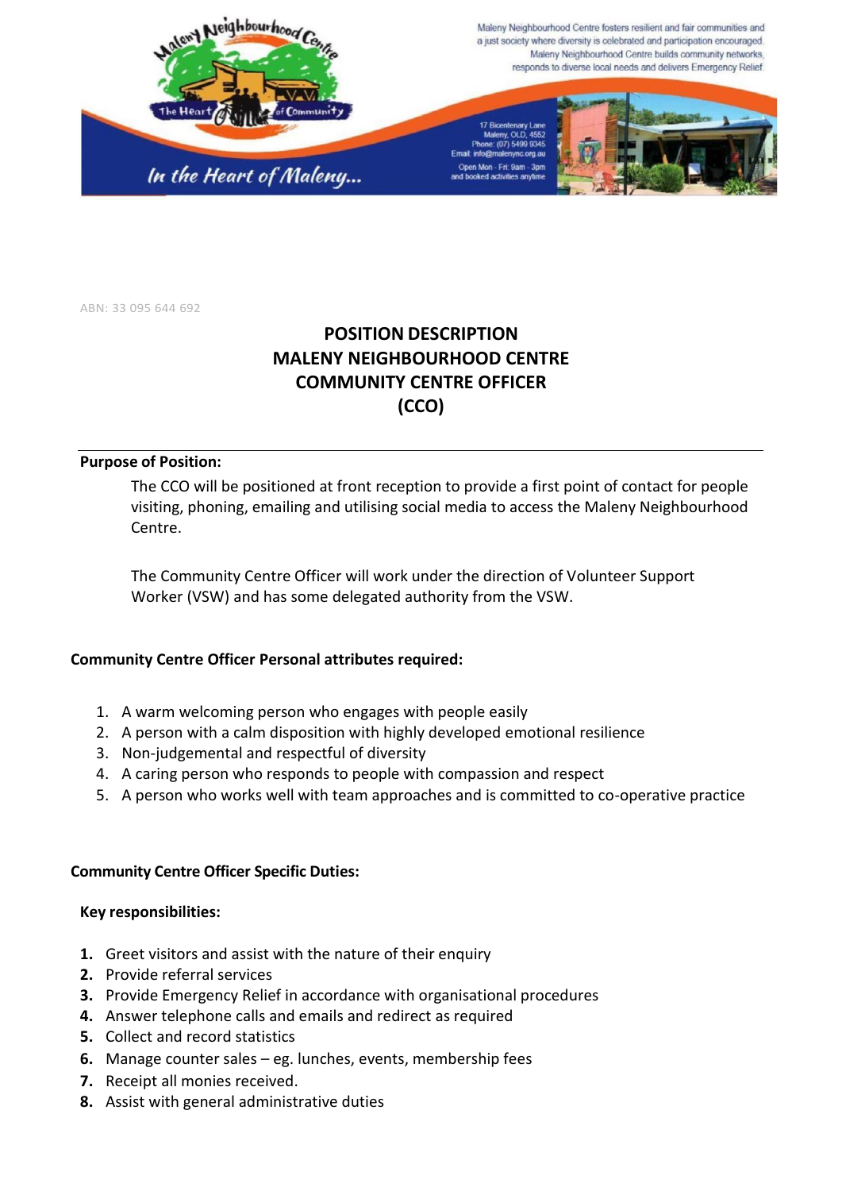Maleny Neighbourhood Centre fosters resilient and fair communities and a just society where diversity is celebrated and participation encouraged. Maleny Neighbourhood Centre builds community networks, responds to diverse local needs and delivers Emergency Relief.

17 Bicentenary Lane
Maleny, QLD, 4552
Phone: (07) 5499 9345
Email: info@malenync.org.au
Open Mon - Fri: 9am - 3pm
and booked activities anytime

*In the Heart of Maleny...*

ABN: 33 095 644 692

# POSITION DESCRIPTION
# MALENY NEIGHBOURHOOD CENTRE
# COMMUNITY CENTRE OFFICER
# (CCO)

---

**Purpose of Position:**

The CCO will be positioned at front reception to provide a first point of contact for people visiting, phoning, emailing and utilising social media to access the Maleny Neighbourhood Centre.

The Community Centre Officer will work under the direction of Volunteer Support Worker (VSW) and has some delegated authority from the VSW.

**Community Centre Officer Personal attributes required:**

1. A warm welcoming person who engages with people easily
2. A person with a calm disposition with highly developed emotional resilience
3. Non-judgemental and respectful of diversity
4. A caring person who responds to people with compassion and respect
5. A person who works well with team approaches and is committed to co-operative practice

**Community Centre Officer Specific Duties:**

**Key responsibilities:**

1. Greet visitors and assist with the nature of their enquiry
2. Provide referral services
3. Provide Emergency Relief in accordance with organisational procedures
4. Answer telephone calls and emails and redirect as required
5. Collect and record statistics
6. Manage counter sales – eg. lunches, events, membership fees
7. Receipt all monies received.
8. Assist with general administrative duties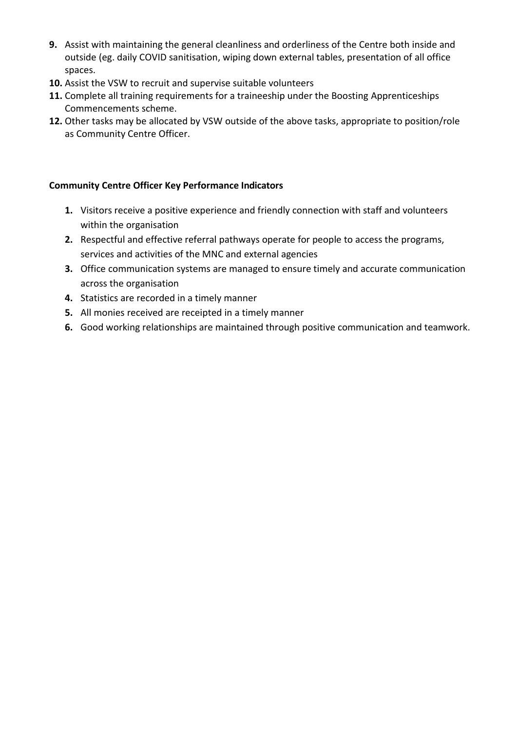9. Assist with maintaining the general cleanliness and orderliness of the Centre both inside and outside (eg. daily COVID sanitisation, wiping down external tables, presentation of all office spaces.
10. Assist the VSW to recruit and supervise suitable volunteers
11. Complete all training requirements for a traineeship under the Boosting Apprenticeships Commencements scheme.
12. Other tasks may be allocated by VSW outside of the above tasks, appropriate to position/role as Community Centre Officer.

**Community Centre Officer Key Performance Indicators**

1. Visitors receive a positive experience and friendly connection with staff and volunteers within the organisation
2. Respectful and effective referral pathways operate for people to access the programs, services and activities of the MNC and external agencies
3. Office communication systems are managed to ensure timely and accurate communication across the organisation
4. Statistics are recorded in a timely manner
5. All monies received are receipted in a timely manner
6. Good working relationships are maintained through positive communication and teamwork.